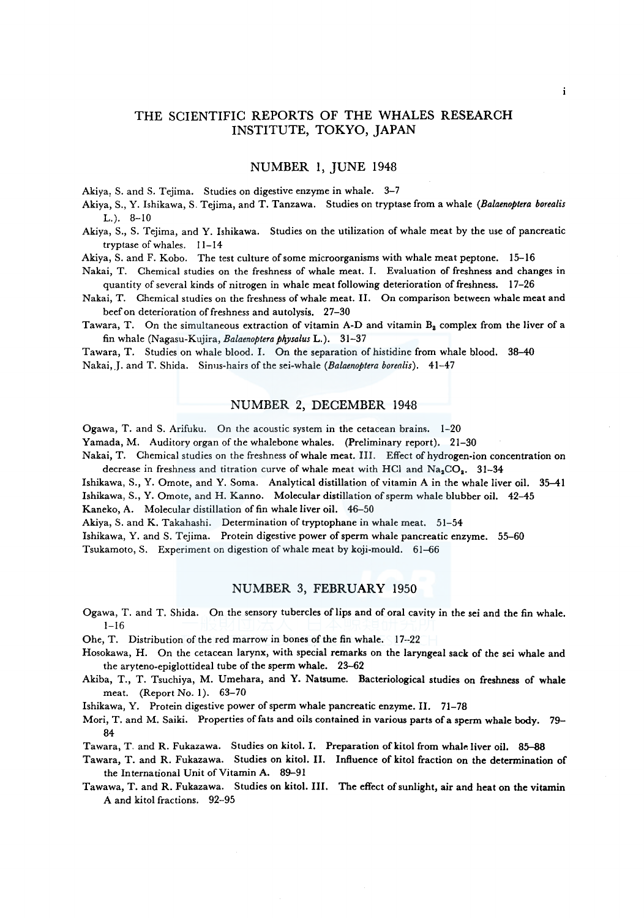# THE SCIENTIFIC REPORTS OF THE WHALES RESEARCH INSTITUTE, TOKYO, JAPAN

## NUMBER 1, JUNE 1948

Akiya, S. and S. Tejima. Studies on digestive enzyme in whale. 3–7

Akiya, S., Y. Ishikawa, S. Tejima, and T. Tanzawa. Studies on tryptase from a whale (*Balaenoptera borealis* L.). 8–10

Akiya, S., S. Tejima, and Y. Ishikawa. Studies on the utilization of whale meat by the use of pancreatic tryptase of whales. 11–14

Akiya, S. and F. Kobo. The test culture of some microorganisms with whale meat peptone. 15–16

Nakai, T. Chemical studies on the freshness of whale meat. I. Evaluation of freshness and changes in quantity of several kinds of nitrogen in whale meat following deterioration of freshness. 17–26

Nakai, T. Chemical studies on the freshness of whale meat. II. On comparison between whale meat and beef on deterioration of freshness and autolysis. 27–30

Tawara, T. On the simultaneous extraction of vitamin A-D and vitamin $B_2$ complex from the liver of a fin whale (Nagasu-Kujira, *Balaenoptera physalus* L.). 31–37

Tawara, T. Studies on whale blood. I. On the separation of histidine from whale blood. 38–40

Nakai, J. and T. Shida. Sinus-hairs of the sei-whale (*Balaenoptera borealis*). 41–47

## NUMBER 2, DECEMBER 1948

Ogawa, T. and S. Arifuku. On the acoustic system in the cetacean brains. 1–20

Yamada, M. Auditory organ of the whalebone whales. (Preliminary report). 21–30

Nakai, T. Chemical studies on the freshness of whale meat. III. Effect of hydrogen-ion concentration on decrease in freshness and titration curve of whale meat with HCl and $Na_2CO_3$. 31–34

Ishikawa, S., Y. Omote, and Y. Soma. Analytical distillation of vitamin A in the whale liver oil. 35–41

Ishikawa, S., Y. Omote, and H. Kanno. Molecular distillation of sperm whale blubber oil. 42–45

Kaneko, A. Molecular distillation of fin whale liver oil. 46–50

Akiya, S. and K. Takahashi. Determination of tryptophane in whale meat. 51–54

Ishikawa, Y. and S. Tejima. Protein digestive power of sperm whale pancreatic enzyme. 55–60

Tsukamoto, S. Experiment on digestion of whale meat by koji-mould. 61–66

## NUMBER 3, FEBRUARY 1950

Ogawa, T. and T. Shida. On the sensory tubercles of lips and of oral cavity in the sei and the fin whale. 1–16

Ohe, T. Distribution of the red marrow in bones of the fin whale. 17–22

Hosokawa, H. On the cetacean larynx, with special remarks on the laryngeal sack of the sei whale and the aryteno-epiglottideal tube of the sperm whale. 23–62

Akiba, T., T. Tsuchiya, M. Umehara, and Y. Natsume. Bacteriological studies on freshness of whale meat. (Report No. 1). 63–70

Ishikawa, Y. Protein digestive power of sperm whale pancreatic enzyme. II. 71–78

Mori, T. and M. Saiki. Properties of fats and oils contained in various parts of a sperm whale body. 79–84

Tawara, T. and R. Fukazawa. Studies on kitol. I. Preparation of kitol from whale liver oil. 85–88

Tawara, T. and R. Fukazawa. Studies on kitol. II. Influence of kitol fraction on the determination of the International Unit of Vitamin A. 89–91

Tawawa, T. and R. Fukazawa. Studies on kitol. III. The effect of sunlight, air and heat on the vitamin A and kitol fractions. 92–95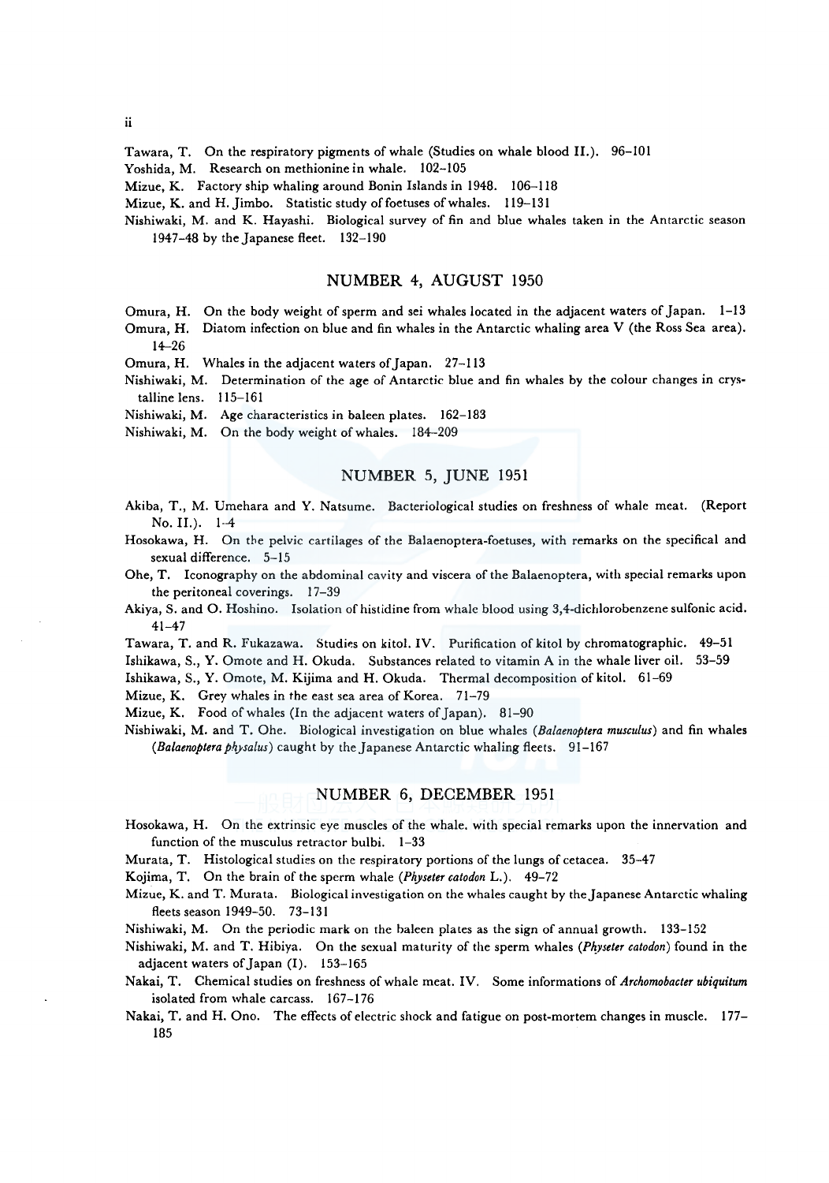Tawara, T. On the respiratory pigments of whale (Studies on whale blood II.). 96–101

Yoshida, M. Research on methionine in whale. 102–105

Mizue, K. Factory ship whaling around Bonin Islands in 1948. 106–118

Mizue, K. and H. Jimbo. Statistic study of foetuses of whales. 119–131

Nishiwaki, M. and K. Hayashi. Biological survey of fin and blue whales taken in the Antarctic season 1947–48 by the Japanese fleet. 132–190

## NUMBER 4, AUGUST 1950

Omura, H. On the body weight of sperm and sei whales located in the adjacent waters of Japan. 1–13

Omura, H. Diatom infection on blue and fin whales in the Antarctic whaling area V (the Ross Sea area). 14–26

Omura, H. Whales in the adjacent waters of Japan. 27–113

Nishiwaki, M. Determination of the age of Antarctic blue and fin whales by the colour changes in crystalline lens. 115–161

Nishiwaki, M. Age characteristics in baleen plates. 162–183

Nishiwaki, M. On the body weight of whales. 184–209

## NUMBER 5, JUNE 1951

Akiba, T., M. Umehara and Y. Natsume. Bacteriological studies on freshness of whale meat. (Report No. II.). 1–4

Hosokawa, H. On the pelvic cartilages of the Balaenoptera-foetuses, with remarks on the specifical and sexual difference. 5–15

Ohe, T. Iconography on the abdominal cavity and viscera of the Balaenoptera, with special remarks upon the peritoneal coverings. 17–39

Akiya, S. and O. Hoshino. Isolation of histidine from whale blood using 3,4-dichlorobenzene sulfonic acid. 41–47

Tawara, T. and R. Fukazawa. Studies on kitol. IV. Purification of kitol by chromatographic. 49–51

Ishikawa, S., Y. Omote and H. Okuda. Substances related to vitamin A in the whale liver oil. 53–59

Ishikawa, S., Y. Omote, M. Kijima and H. Okuda. Thermal decomposition of kitol. 61–69

Mizue, K. Grey whales in the east sea area of Korea. 71–79

Mizue, K. Food of whales (In the adjacent waters of Japan). 81–90

Nishiwaki, M. and T. Ohe. Biological investigation on blue whales (*Balaenoptera musculus*) and fin whales (*Balaenoptera physalus*) caught by the Japanese Antarctic whaling fleets. 91–167

## NUMBER 6, DECEMBER 1951

Hosokawa, H. On the extrinsic eye muscles of the whale. with special remarks upon the innervation and function of the musculus retractor bulbi. 1–33

Murata, T. Histological studies on the respiratory portions of the lungs of cetacea. 35–47

Kojima, T. On the brain of the sperm whale (*Physeter catodon* L.). 49–72

Mizue, K. and T. Murata. Biological investigation on the whales caught by the Japanese Antarctic whaling fleets season 1949–50. 73–131

Nishiwaki, M. On the periodic mark on the baleen plates as the sign of annual growth. 133–152

Nishiwaki, M. and T. Hibiya. On the sexual maturity of the sperm whales (*Physeter catodon*) found in the adjacent waters of Japan (I). 153–165

Nakai, T. Chemical studies on freshness of whale meat. IV. Some informations of *Archomobacter ubiquitum* isolated from whale carcass. 167–176

Nakai, T. and H. Ono. The effects of electric shock and fatigue on post-mortem changes in muscle. 177–185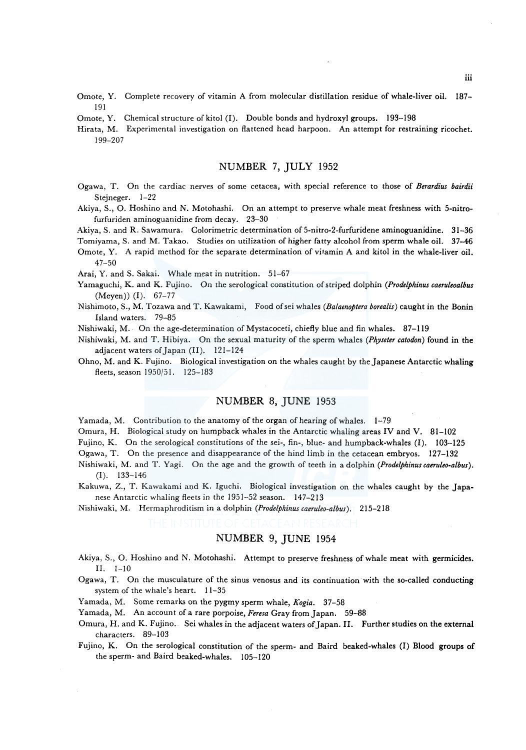Omote, Y. Complete recovery of vitamin A from molecular distillation residue of whale-liver oil. 187–191

Omote, Y. Chemical structure of kitol (I). Double bonds and hydroxyl groups. 193–198

Hirata, M. Experimental investigation on flattened head harpoon. An attempt for restraining ricochet. 199–207

## NUMBER 7, JULY 1952

Ogawa, T. On the cardiac nerves of some cetacea, with special reference to those of *Berardius bairdii* Stejneger. 1–22

Akiya, S., O. Hoshino and N. Motohashi. On an attempt to preserve whale meat freshness with 5-nitrofurfuriden aminoguanidine from decay. 23–30

Akiya, S. and R. Sawamura. Colorimetric determination of 5-nitro-2-furfuridene aminoguanidine. 31–36

Tomiyama, S. and M. Takao. Studies on utilization of higher fatty alcohol from sperm whale oil. 37–46

Omote, Y. A rapid method for the separate determination of vitamin A and kitol in the whale-liver oil. 47–50

Arai, Y. and S. Sakai. Whale meat in nutrition. 51–67

Yamaguchi, K. and K. Fujino. On the serological constitution of striped dolphin (*Prodelphinus caeruleoalbus* (Meyen)) (I). 67–77

Nishimoto, S., M. Tozawa and T. Kawakami, Food of sei whales (*Balaenoptera borealis*) caught in the Bonin Island waters. 79–85

Nishiwaki, M. On the age-determination of Mystacoceti, chiefly blue and fin whales. 87–119

Nishiwaki, M. and T. Hibiya. On the sexual maturity of the sperm whales (*Physeter catodon*) found in the adjacent waters of Japan (II). 121–124

Ohno, M. and K. Fujino. Biological investigation on the whales caught by the Japanese Antarctic whaling fleets, season 1950/51. 125–183

## NUMBER 8, JUNE 1953

Yamada, M. Contribution to the anatomy of the organ of hearing of whales. 1–79

Omura, H. Biological study on humpback whales in the Antarctic whaling areas IV and V. 81–102

Fujino, K. On the serological constitutions of the sei-, fin-, blue- and humpback-whales (I). 103–125

Ogawa, T. On the presence and disappearance of the hind limb in the cetacean embryos. 127–132

Nishiwaki, M. and T. Yagi. On the age and the growth of teeth in a dolphin (*Prodelphinus caeruleo-albus*). (I). 133–146

Kakuwa, Z., T. Kawakami and K. Iguchi. Biological investigation on the whales caught by the Japanese Antarctic whaling fleets in the 1951–52 season. 147–213

Nishiwaki, M. Hermaphroditism in a dolphin (*Prodelphinus caeruleo-albus*). 215–218

## NUMBER 9, JUNE 1954

Akiya, S., O. Hoshino and N. Motohashi. Attempt to preserve freshness of whale meat with germicides. II. 1–10

Ogawa, T. On the musculature of the sinus venosus and its continuation with the so-called conducting system of the whale's heart. 11–35

Yamada, M. Some remarks on the pygmy sperm whale, *Kogia*. 37–58

Yamada, M. An account of a rare porpoise, *Feresa* Gray from Japan. 59–88

Omura, H. and K. Fujino. Sei whales in the adjacent waters of Japan. II. Further studies on the external characters. 89–103

Fujino, K. On the serological constitution of the sperm- and Baird beaked-whales (I) Blood groups of the sperm- and Baird beaked-whales. 105–120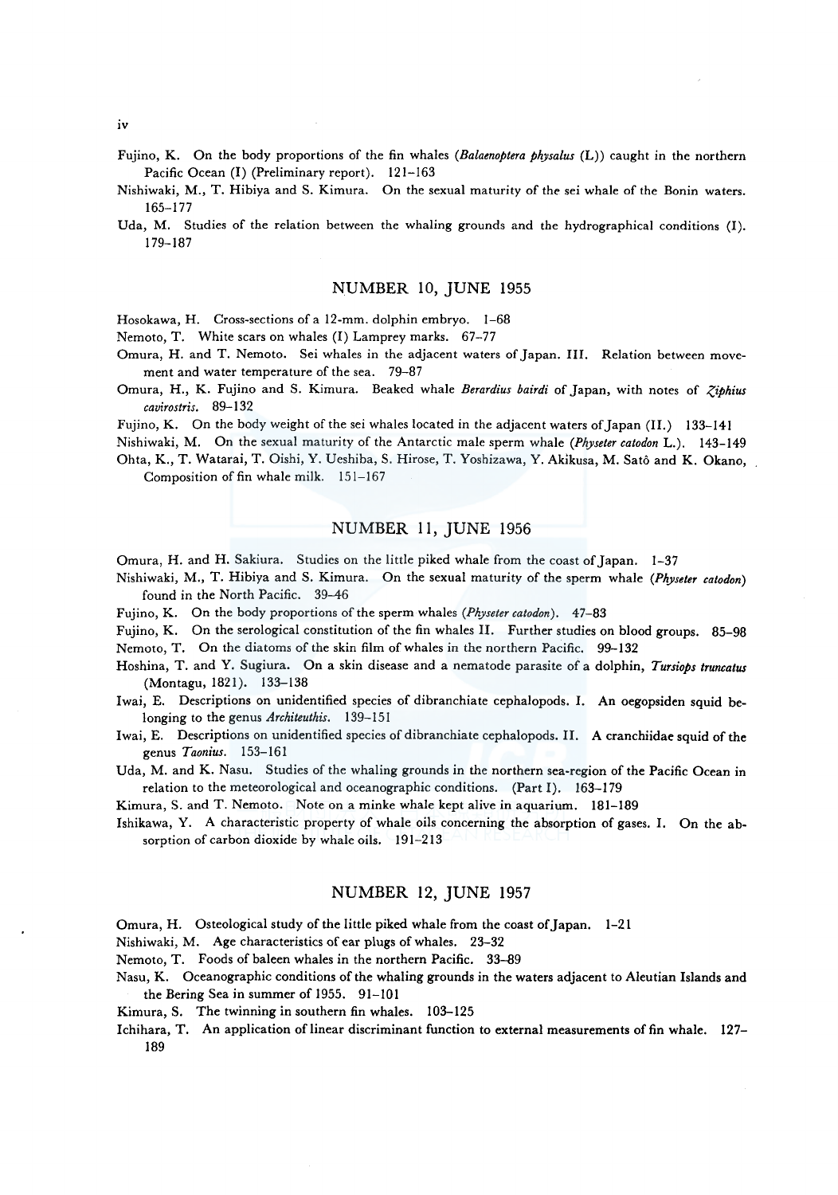Fujino, K. On the body proportions of the fin whales (*Balaenoptera physalus* (L)) caught in the northern Pacific Ocean (I) (Preliminary report). 121–163

Nishiwaki, M., T. Hibiya and S. Kimura. On the sexual maturity of the sei whale of the Bonin waters. 165–177

Uda, M. Studies of the relation between the whaling grounds and the hydrographical conditions (I). 179–187

## NUMBER 10, JUNE 1955

Hosokawa, H. Cross-sections of a 12-mm. dolphin embryo. 1–68

Nemoto, T. White scars on whales (I) Lamprey marks. 67–77

Omura, H. and T. Nemoto. Sei whales in the adjacent waters of Japan. III. Relation between movement and water temperature of the sea. 79–87

Omura, H., K. Fujino and S. Kimura. Beaked whale *Berardius bairdi* of Japan, with notes of *Ziphius cavirostris*. 89–132

Fujino, K. On the body weight of the sei whales located in the adjacent waters of Japan (II.) 133–141

Nishiwaki, M. On the sexual maturity of the Antarctic male sperm whale (*Physeter catodon* L.). 143–149

Ohta, K., T. Watarai, T. Oishi, Y. Ueshiba, S. Hirose, T. Yoshizawa, Y. Akikusa, M. Satô and K. Okano, Composition of fin whale milk. 151–167

## NUMBER 11, JUNE 1956

Omura, H. and H. Sakiura. Studies on the little piked whale from the coast of Japan. 1–37

Nishiwaki, M., T. Hibiya and S. Kimura. On the sexual maturity of the sperm whale (*Physeter catodon*) found in the North Pacific. 39–46

Fujino, K. On the body proportions of the sperm whales (*Physeter catodon*). 47–83

Fujino, K. On the serological constitution of the fin whales II. Further studies on blood groups. 85–98

Nemoto, T. On the diatoms of the skin film of whales in the northern Pacific. 99–132

Hoshina, T. and Y. Sugiura. On a skin disease and a nematode parasite of a dolphin, *Tursiops truncatus* (Montagu, 1821). 133–138

Iwai, E. Descriptions on unidentified species of dibranchiate cephalopods. I. An oegopsiden squid belonging to the genus *Architeuthis*. 139–151

Iwai, E. Descriptions on unidentified species of dibranchiate cephalopods. II. A cranchiidae squid of the genus *Taonius*. 153–161

Uda, M. and K. Nasu. Studies of the whaling grounds in the northern sea-region of the Pacific Ocean in relation to the meteorological and oceanographic conditions. (Part I). 163–179

Kimura, S. and T. Nemoto. Note on a minke whale kept alive in aquarium. 181–189

Ishikawa, Y. A characteristic property of whale oils concerning the absorption of gases. I. On the absorption of carbon dioxide by whale oils. 191–213

## NUMBER 12, JUNE 1957

Omura, H. Osteological study of the little piked whale from the coast of Japan. 1–21

Nishiwaki, M. Age characteristics of ear plugs of whales. 23–32

Nemoto, T. Foods of baleen whales in the northern Pacific. 33–89

Nasu, K. Oceanographic conditions of the whaling grounds in the waters adjacent to Aleutian Islands and the Bering Sea in summer of 1955. 91–101

Kimura, S. The twinning in southern fin whales. 103–125

Ichihara, T. An application of linear discriminant function to external measurements of fin whale. 127–189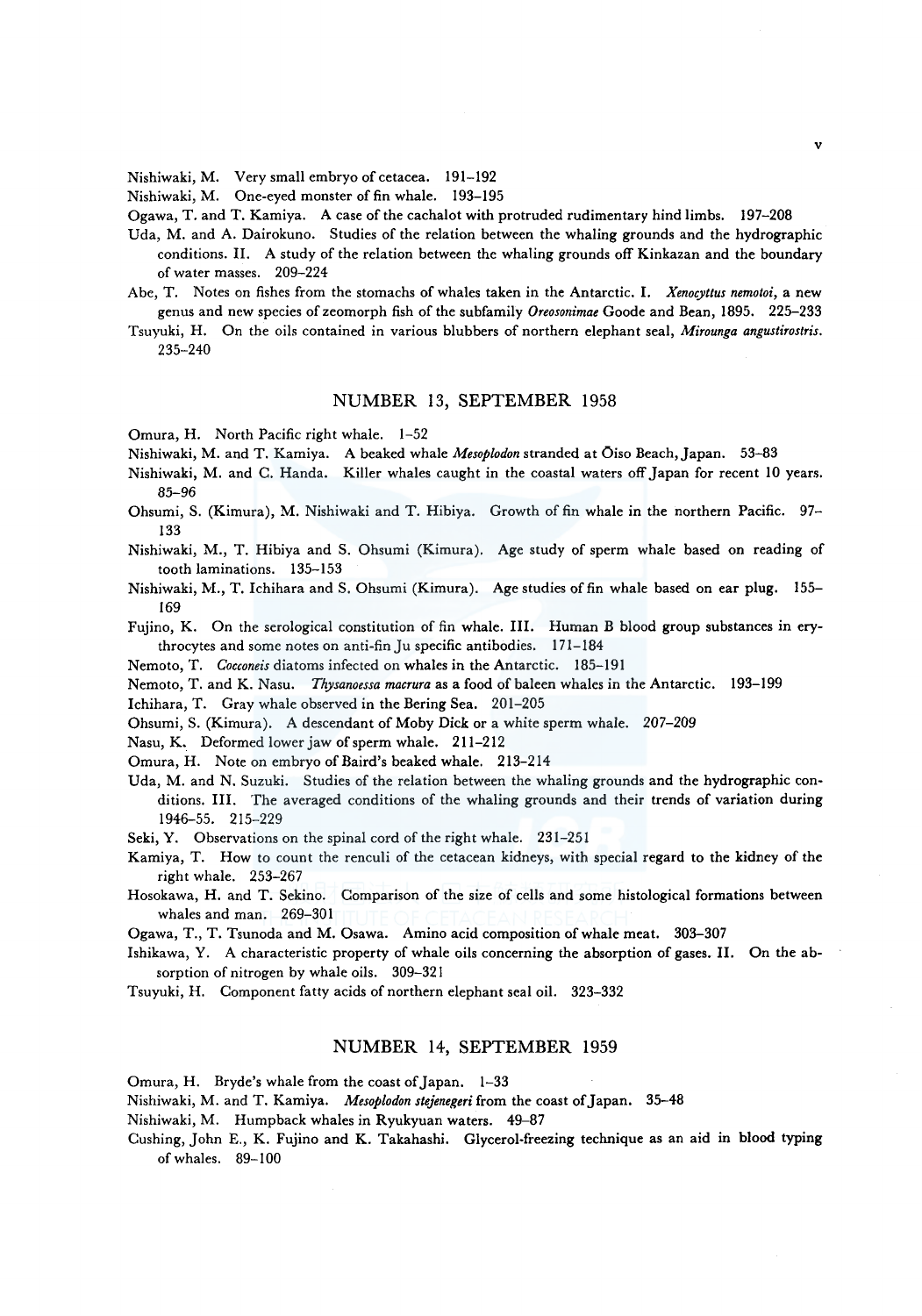Nishiwaki, M. Very small embryo of cetacea. 191–192

Nishiwaki, M. One-eyed monster of fin whale. 193–195

Ogawa, T. and T. Kamiya. A case of the cachalot with protruded rudimentary hind limbs. 197–208

Uda, M. and A. Dairokuno. Studies of the relation between the whaling grounds and the hydrographic conditions. II. A study of the relation between the whaling grounds off Kinkazan and the boundary of water masses. 209–224

Abe, T. Notes on fishes from the stomachs of whales taken in the Antarctic. I. *Xenocyttus nemotoi*, a new genus and new species of zeomorph fish of the subfamily *Oreosonimae* Goode and Bean, 1895. 225–233

Tsuyuki, H. On the oils contained in various blubbers of northern elephant seal, *Mirounga angustirostris*. 235–240

## NUMBER 13, SEPTEMBER 1958

Omura, H. North Pacific right whale. 1–52

Nishiwaki, M. and T. Kamiya. A beaked whale *Mesoplodon* stranded at Ōiso Beach, Japan. 53–83

Nishiwaki, M. and C. Handa. Killer whales caught in the coastal waters off Japan for recent 10 years. 85–96

Ohsumi, S. (Kimura), M. Nishiwaki and T. Hibiya. Growth of fin whale in the northern Pacific. 97–133

Nishiwaki, M., T. Hibiya and S. Ohsumi (Kimura). Age study of sperm whale based on reading of tooth laminations. 135–153

Nishiwaki, M., T. Ichihara and S. Ohsumi (Kimura). Age studies of fin whale based on ear plug. 155–169

Fujino, K. On the serological constitution of fin whale. III. Human B blood group substances in erythrocytes and some notes on anti-fin Ju specific antibodies. 171–184

Nemoto, T. *Cocconeis* diatoms infected on whales in the Antarctic. 185–191

Nemoto, T. and K. Nasu. *Thysanoessa macrura* as a food of baleen whales in the Antarctic. 193–199

Ichihara, T. Gray whale observed in the Bering Sea. 201–205

Ohsumi, S. (Kimura). A descendant of Moby Dick or a white sperm whale. 207–209

Nasu, K. Deformed lower jaw of sperm whale. 211–212

Omura, H. Note on embryo of Baird's beaked whale. 213–214

Uda, M. and N. Suzuki. Studies of the relation between the whaling grounds and the hydrographic conditions. III. The averaged conditions of the whaling grounds and their trends of variation during 1946–55. 215–229

Seki, Y. Observations on the spinal cord of the right whale. 231–251

Kamiya, T. How to count the renculi of the cetacean kidneys, with special regard to the kidney of the right whale. 253–267

Hosokawa, H. and T. Sekino. Comparison of the size of cells and some histological formations between whales and man. 269–301

Ogawa, T., T. Tsunoda and M. Osawa. Amino acid composition of whale meat. 303–307

Ishikawa, Y. A characteristic property of whale oils concerning the absorption of gases. II. On the absorption of nitrogen by whale oils. 309–321

Tsuyuki, H. Component fatty acids of northern elephant seal oil. 323–332

## NUMBER 14, SEPTEMBER 1959

Omura, H. Bryde's whale from the coast of Japan. 1–33

Nishiwaki, M. and T. Kamiya. *Mesoplodon stejenegeri* from the coast of Japan. 35–48

Nishiwaki, M. Humpback whales in Ryukyuan waters. 49–87

Cushing, John E., K. Fujino and K. Takahashi. Glycerol-freezing technique as an aid in blood typing of whales. 89–100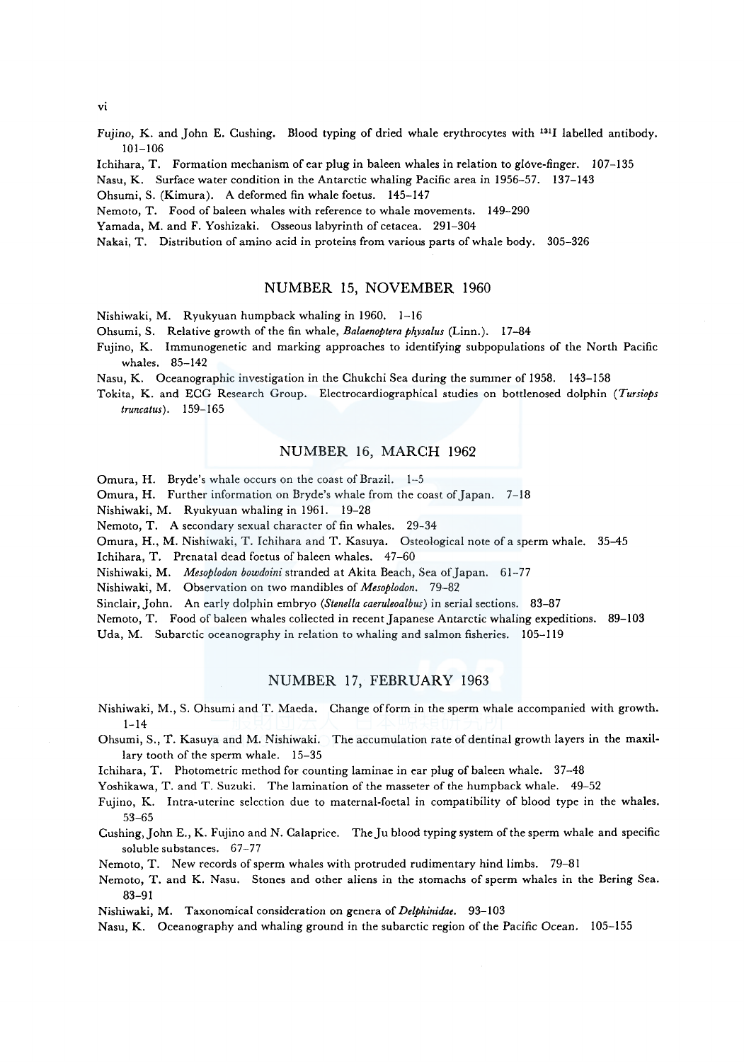Fujino, K. and John E. Cushing. Blood typing of dried whale erythrocytes with $^{131}I$ labelled antibody. 101–106

Ichihara, T. Formation mechanism of ear plug in baleen whales in relation to glove-finger. 107–135

Nasu, K. Surface water condition in the Antarctic whaling Pacific area in 1956–57. 137–143

Ohsumi, S. (Kimura). A deformed fin whale foetus. 145–147

Nemoto, T. Food of baleen whales with reference to whale movements. 149–290

Yamada, M. and F. Yoshizaki. Osseous labyrinth of cetacea. 291–304

Nakai, T. Distribution of amino acid in proteins from various parts of whale body. 305–326

## NUMBER 15, NOVEMBER 1960

Nishiwaki, M. Ryukyuan humpback whaling in 1960. 1–16

Ohsumi, S. Relative growth of the fin whale, *Balaenoptera physalus* (Linn.). 17–84

Fujino, K. Immunogenetic and marking approaches to identifying subpopulations of the North Pacific whales. 85–142

Nasu, K. Oceanographic investigation in the Chukchi Sea during the summer of 1958. 143–158

Tokita, K. and ECG Research Group. Electrocardiographical studies on bottlenosed dolphin (*Tursiops truncatus*). 159–165

## NUMBER 16, MARCH 1962

Omura, H. Bryde's whale occurs on the coast of Brazil. 1–5

Omura, H. Further information on Bryde's whale from the coast of Japan. 7–18

Nishiwaki, M. Ryukyuan whaling in 1961. 19–28

Nemoto, T. A secondary sexual character of fin whales. 29–34

Omura, H., M. Nishiwaki, T. Ichihara and T. Kasuya. Osteological note of a sperm whale. 35–45

Ichihara, T. Prenatal dead foetus of baleen whales. 47–60

Nishiwaki, M. *Mesoplodon bowdoini* stranded at Akita Beach, Sea of Japan. 61–77

Nishiwaki, M. Observation on two mandibles of *Mesoplodon*. 79–82

Sinclair, John. An early dolphin embryo (*Stenella caeruleoalbus*) in serial sections. 83–87

Nemoto, T. Food of baleen whales collected in recent Japanese Antarctic whaling expeditions. 89–103

Uda, M. Subarctic oceanography in relation to whaling and salmon fisheries. 105–119

## NUMBER 17, FEBRUARY 1963

Nishiwaki, M., S. Ohsumi and T. Maeda. Change of form in the sperm whale accompanied with growth. 1–14

Ohsumi, S., T. Kasuya and M. Nishiwaki. The accumulation rate of dentinal growth layers in the maxillary tooth of the sperm whale. 15–35

Ichihara, T. Photometric method for counting laminae in ear plug of baleen whale. 37–48

Yoshikawa, T. and T. Suzuki. The lamination of the masseter of the humpback whale. 49–52

Fujino, K. Intra-uterine selection due to maternal-foetal in compatibility of blood type in the whales. 53–65

Cushing, John E., K. Fujino and N. Calaprice. The Ju blood typing system of the sperm whale and specific soluble substances. 67–77

Nemoto, T. New records of sperm whales with protruded rudimentary hind limbs. 79–81

Nemoto, T. and K. Nasu. Stones and other aliens in the stomachs of sperm whales in the Bering Sea. 83–91

Nishiwaki, M. Taxonomical consideration on genera of *Delphinidae*. 93–103

Nasu, K. Oceanography and whaling ground in the subarctic region of the Pacific Ocean. 105–155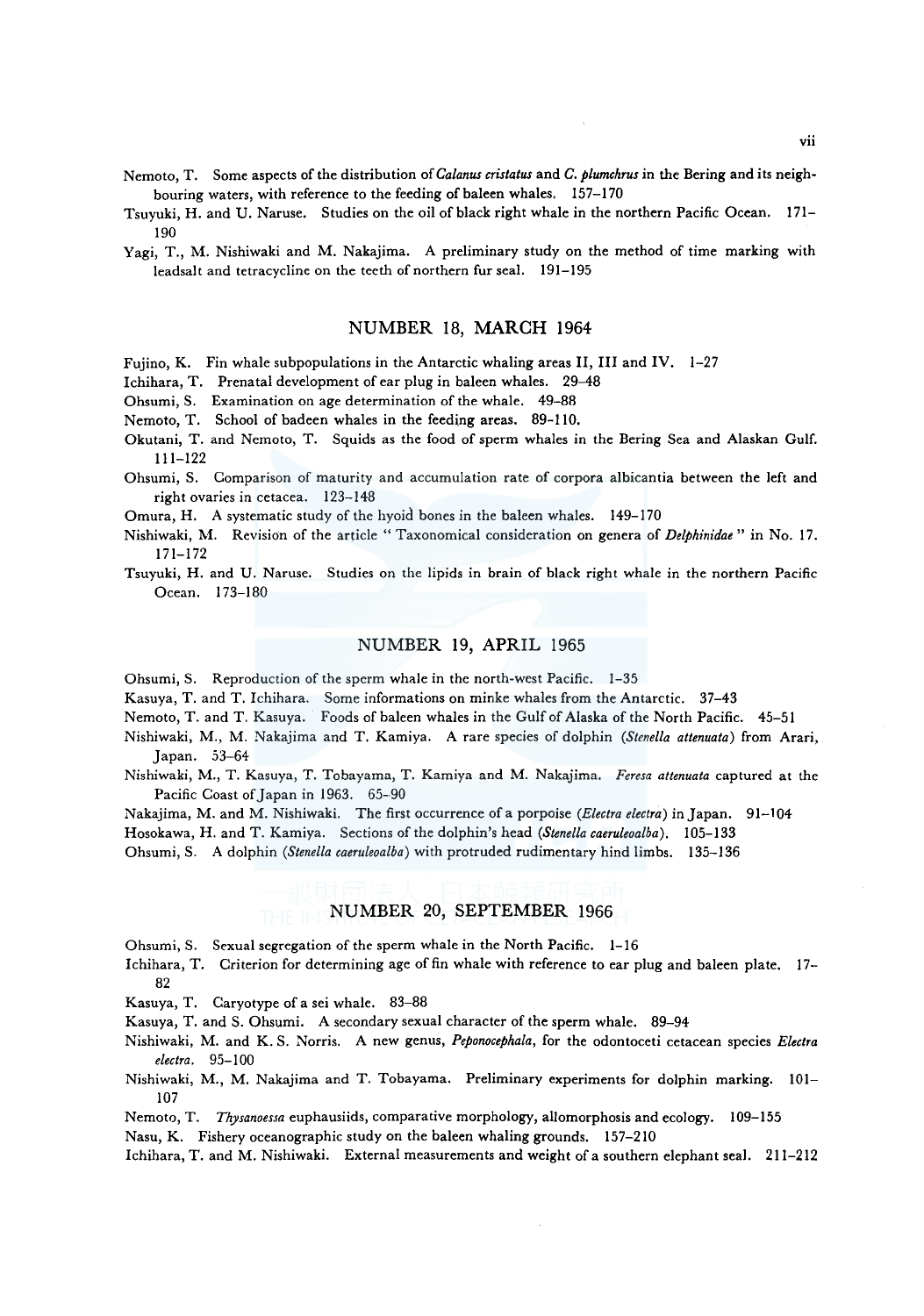Nemoto, T. Some aspects of the distribution of *Calanus cristatus* and *C. plumchrus* in the Bering and its neighbouring waters, with reference to the feeding of baleen whales. 157–170

Tsuyuki, H. and U. Naruse. Studies on the oil of black right whale in the northern Pacific Ocean. 171–190

Yagi, T., M. Nishiwaki and M. Nakajima. A preliminary study on the method of time marking with leadsalt and tetracycline on the teeth of northern fur seal. 191–195

## NUMBER 18, MARCH 1964

Fujino, K. Fin whale subpopulations in the Antarctic whaling areas II, III and IV. 1–27

Ichihara, T. Prenatal development of ear plug in baleen whales. 29–48

Ohsumi, S. Examination on age determination of the whale. 49–88

Nemoto, T. School of badeen whales in the feeding areas. 89–110.

Okutani, T. and Nemoto, T. Squids as the food of sperm whales in the Bering Sea and Alaskan Gulf. 111–122

Ohsumi, S. Comparison of maturity and accumulation rate of corpora albicantia between the left and right ovaries in cetacea. 123–148

Omura, H. A systematic study of the hyoid bones in the baleen whales. 149–170

Nishiwaki, M. Revision of the article "Taxonomical consideration on genera of *Delphinidae*" in No. 17. 171–172

Tsuyuki, H. and U. Naruse. Studies on the lipids in brain of black right whale in the northern Pacific Ocean. 173–180

## NUMBER 19, APRIL 1965

Ohsumi, S. Reproduction of the sperm whale in the north-west Pacific. 1–35

Kasuya, T. and T. Ichihara. Some informations on minke whales from the Antarctic. 37–43

Nemoto, T. and T. Kasuya. Foods of baleen whales in the Gulf of Alaska of the North Pacific. 45–51

Nishiwaki, M., M. Nakajima and T. Kamiya. A rare species of dolphin (*Stenella attenuata*) from Arari, Japan. 53–64

Nishiwaki, M., T. Kasuya, T. Tobayama, T. Kamiya and M. Nakajima. *Feresa attenuata* captured at the Pacific Coast of Japan in 1963. 65–90

Nakajima, M. and M. Nishiwaki. The first occurrence of a porpoise (*Electra electra*) in Japan. 91–104

Hosokawa, H. and T. Kamiya. Sections of the dolphin's head (*Stenella caeruleoalba*). 105–133

Ohsumi, S. A dolphin (*Stenella caeruleoalba*) with protruded rudimentary hind limbs. 135–136

## NUMBER 20, SEPTEMBER 1966

Ohsumi, S. Sexual segregation of the sperm whale in the North Pacific. 1–16

Ichihara, T. Criterion for determining age of fin whale with reference to ear plug and baleen plate. 17–82

Kasuya, T. Caryotype of a sei whale. 83–88

Kasuya, T. and S. Ohsumi. A secondary sexual character of the sperm whale. 89–94

Nishiwaki, M. and K. S. Norris. A new genus, *Peponocephala*, for the odontoceti cetacean species *Electra electra*. 95–100

Nishiwaki, M., M. Nakajima and T. Tobayama. Preliminary experiments for dolphin marking. 101–107

Nemoto, T. *Thysanoessa* euphausiids, comparative morphology, allomorphosis and ecology. 109–155

Nasu, K. Fishery oceanographic study on the baleen whaling grounds. 157–210

Ichihara, T. and M. Nishiwaki. External measurements and weight of a southern elephant seal. 211–212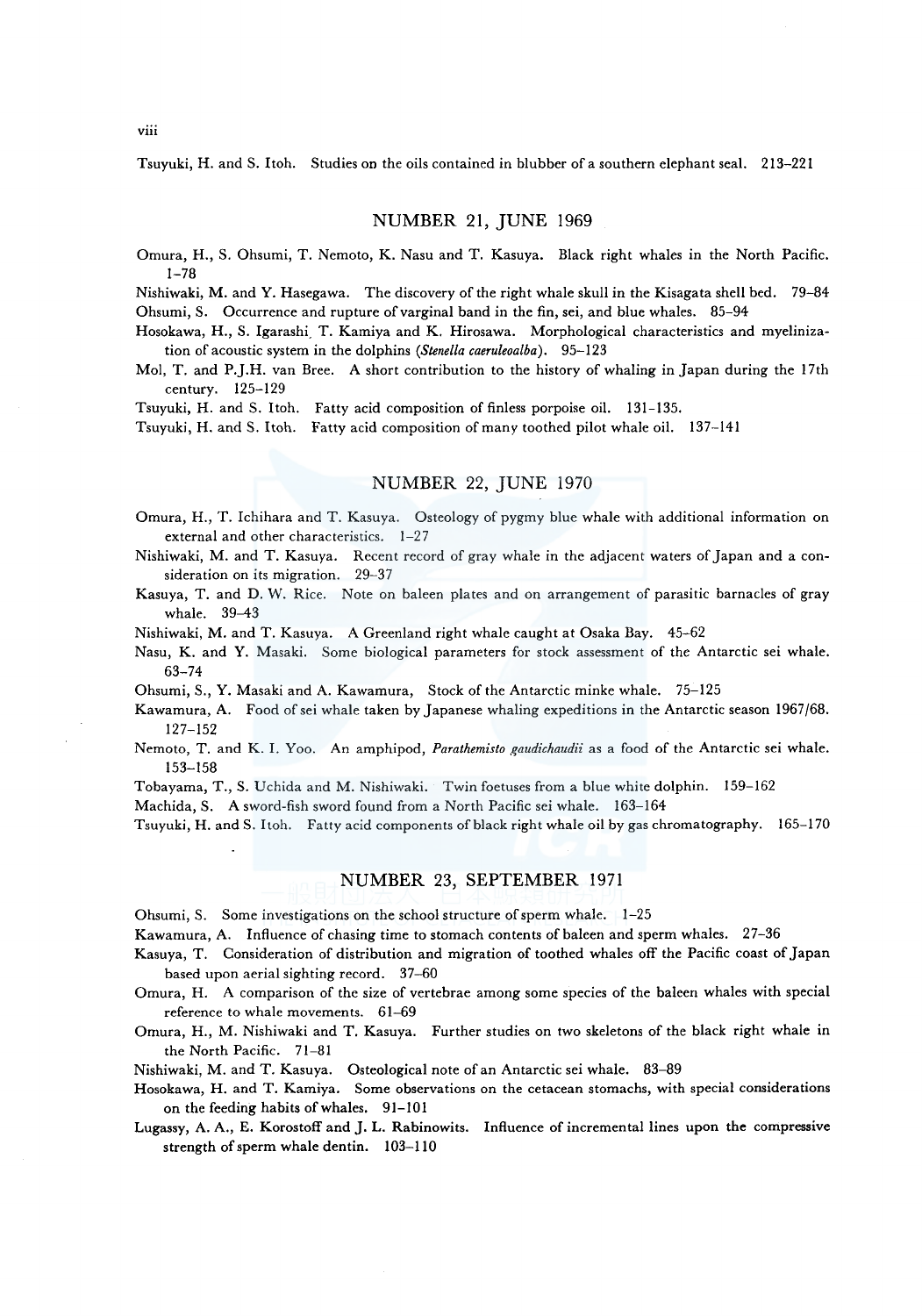Tsuyuki, H. and S. Itoh. Studies on the oils contained in blubber of a southern elephant seal. 213–221

## NUMBER 21, JUNE 1969

Omura, H., S. Ohsumi, T. Nemoto, K. Nasu and T. Kasuya. Black right whales in the North Pacific. 1–78

Nishiwaki, M. and Y. Hasegawa. The discovery of the right whale skull in the Kisagata shell bed. 79–84

Ohsumi, S. Occurrence and rupture of varginal band in the fin, sei, and blue whales. 85–94

Hosokawa, H., S. Igarashi, T. Kamiya and K. Hirosawa. Morphological characteristics and myelinization of acoustic system in the dolphins (*Stenella caeruleoalba*). 95–123

Mol, T. and P.J.H. van Bree. A short contribution to the history of whaling in Japan during the 17th century. 125–129

Tsuyuki, H. and S. Itoh. Fatty acid composition of finless porpoise oil. 131–135.

Tsuyuki, H. and S. Itoh. Fatty acid composition of many toothed pilot whale oil. 137–141

## NUMBER 22, JUNE 1970

Omura, H., T. Ichihara and T. Kasuya. Osteology of pygmy blue whale with additional information on external and other characteristics. 1–27

Nishiwaki, M. and T. Kasuya. Recent record of gray whale in the adjacent waters of Japan and a consideration on its migration. 29–37

Kasuya, T. and D. W. Rice. Note on baleen plates and on arrangement of parasitic barnacles of gray whale. 39–43

Nishiwaki, M. and T. Kasuya. A Greenland right whale caught at Osaka Bay. 45–62

Nasu, K. and Y. Masaki. Some biological parameters for stock assessment of the Antarctic sei whale. 63–74

Ohsumi, S., Y. Masaki and A. Kawamura, Stock of the Antarctic minke whale. 75–125

Kawamura, A. Food of sei whale taken by Japanese whaling expeditions in the Antarctic season 1967/68. 127–152

Nemoto, T. and K. I. Yoo. An amphipod, *Parathemisto gaudichaudii* as a food of the Antarctic sei whale. 153–158

Tobayama, T., S. Uchida and M. Nishiwaki. Twin foetuses from a blue white dolphin. 159–162

Machida, S. A sword-fish sword found from a North Pacific sei whale. 163–164

Tsuyuki, H. and S. Itoh. Fatty acid components of black right whale oil by gas chromatography. 165–170

## NUMBER 23, SEPTEMBER 1971

Ohsumi, S. Some investigations on the school structure of sperm whale. 1–25

Kawamura, A. Influence of chasing time to stomach contents of baleen and sperm whales. 27–36

Kasuya, T. Consideration of distribution and migration of toothed whales off the Pacific coast of Japan based upon aerial sighting record. 37–60

Omura, H. A comparison of the size of vertebrae among some species of the baleen whales with special reference to whale movements. 61–69

Omura, H., M. Nishiwaki and T. Kasuya. Further studies on two skeletons of the black right whale in the North Pacific. 71–81

Nishiwaki, M. and T. Kasuya. Osteological note of an Antarctic sei whale. 83–89

Hosokawa, H. and T. Kamiya. Some observations on the cetacean stomachs, with special considerations on the feeding habits of whales. 91–101

Lugassy, A. A., E. Korostoff and J. L. Rabinowits. Influence of incremental lines upon the compressive strength of sperm whale dentin. 103–110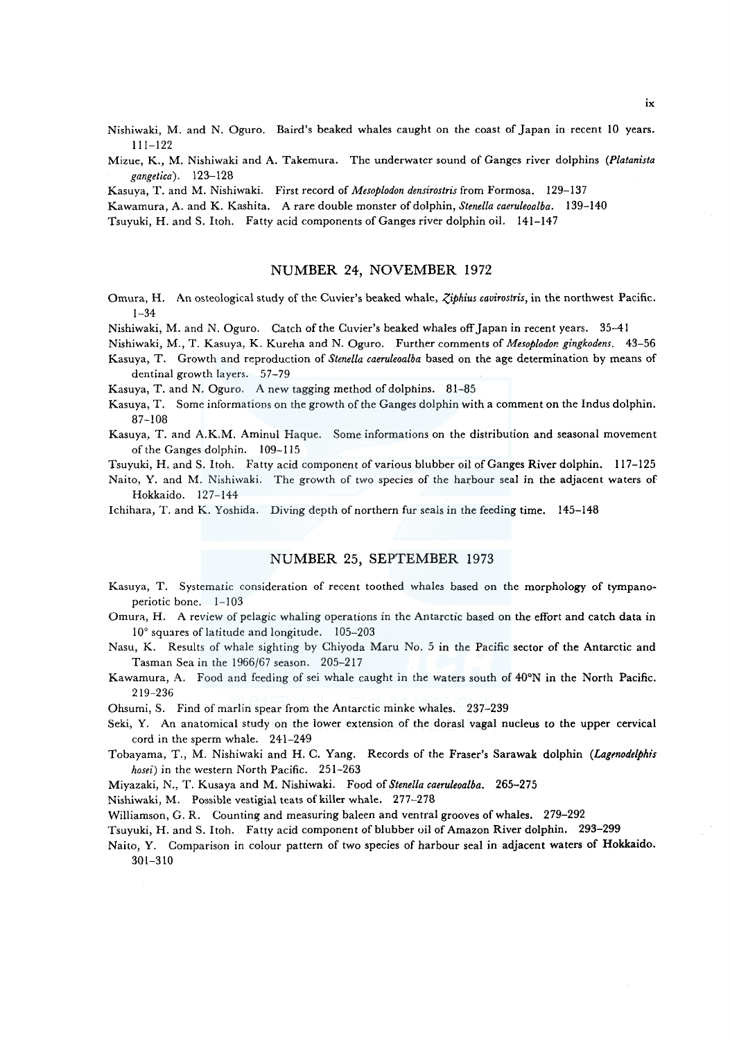Nishiwaki, M. and N. Oguro. Baird's beaked whales caught on the coast of Japan in recent 10 years. 111–122

Mizue, K., M. Nishiwaki and A. Takemura. The underwater sound of Ganges river dolphins (*Platanista gangetica*). 123–128

Kasuya, T. and M. Nishiwaki. First record of *Mesoplodon densirostris* from Formosa. 129–137

Kawamura, A. and K. Kashita. A rare double monster of dolphin, *Stenella caeruleoalba*. 139–140

Tsuyuki, H. and S. Itoh. Fatty acid components of Ganges river dolphin oil. 141–147

## NUMBER 24, NOVEMBER 1972

Omura, H. An osteological study of the Cuvier's beaked whale, *Ziphius cavirostris*, in the northwest Pacific. 1–34

Nishiwaki, M. and N. Oguro. Catch of the Cuvier's beaked whales off Japan in recent years. 35–41

Nishiwaki, M., T. Kasuya, K. Kureha and N. Oguro. Further comments of *Mesoplodon gingkodens*. 43–56

Kasuya, T. Growth and reproduction of *Stenella caeruleoalba* based on the age determination by means of dentinal growth layers. 57–79

Kasuya, T. and N. Oguro. A new tagging method of dolphins. 81–85

Kasuya, T. Some informations on the growth of the Ganges dolphin with a comment on the Indus dolphin. 87–108

Kasuya, T. and A.K.M. Aminul Haque. Some informations on the distribution and seasonal movement of the Ganges dolphin. 109–115

Tsuyuki, H. and S. Itoh. Fatty acid component of various blubber oil of Ganges River dolphin. 117–125

Naito, Y. and M. Nishiwaki. The growth of two species of the harbour seal in the adjacent waters of Hokkaido. 127–144

Ichihara, T. and K. Yoshida. Diving depth of northern fur seals in the feeding time. 145–148

## NUMBER 25, SEPTEMBER 1973

Kasuya, T. Systematic consideration of recent toothed whales based on the morphology of tympano-periotic bone. 1–103

Omura, H. A review of pelagic whaling operations in the Antarctic based on the effort and catch data in 10° squares of latitude and longitude. 105–203

Nasu, K. Results of whale sighting by Chiyoda Maru No. 5 in the Pacific sector of the Antarctic and Tasman Sea in the 1966/67 season. 205–217

Kawamura, A. Food and feeding of sei whale caught in the waters south of 40°N in the North Pacific. 219–236

Ohsumi, S. Find of marlin spear from the Antarctic minke whales. 237–239

Seki, Y. An anatomical study on the lower extension of the dorasl vagal nucleus to the upper cervical cord in the sperm whale. 241–249

Tobayama, T., M. Nishiwaki and H. C. Yang. Records of the Fraser's Sarawak dolphin (*Lagenodelphis hosei*) in the western North Pacific. 251–263

Miyazaki, N., T. Kusaya and M. Nishiwaki. Food of *Stenella caeruleoalba*. 265–275

Nishiwaki, M. Possible vestigial teats of killer whale. 277–278

Williamson, G. R. Counting and measuring baleen and ventral grooves of whales. 279–292

Tsuyuki, H. and S. Itoh. Fatty acid component of blubber oil of Amazon River dolphin. 293–299

Naito, Y. Comparison in colour pattern of two species of harbour seal in adjacent waters of Hokkaido. 301–310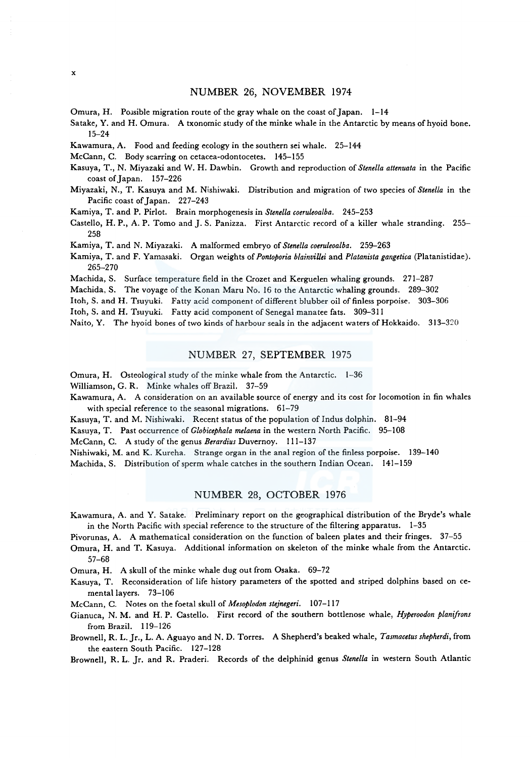## NUMBER 26, NOVEMBER 1974

Omura, H. Possible migration route of the gray whale on the coast of Japan. 1–14

Satake, Y. and H. Omura. A txonomic study of the minke whale in the Antarctic by means of hyoid bone. 15–24

Kawamura, A. Food and feeding ecology in the southern sei whale. 25–144

McCann, C. Body scarring on cetacea-odontocetes. 145–155

Kasuya, T., N. Miyazaki and W. H. Dawbin. Growth and reproduction of *Stenella attenuata* in the Pacific coast of Japan. 157–226

Miyazaki, N., T. Kasuya and M. Nishiwaki. Distribution and migration of two species of *Stenella* in the Pacific coast of Japan. 227–243

Kamiya, T. and P. Pirlot. Brain morphogenesis in *Stenella coeruleoalba*. 245–253

Castello, H. P., A. P. Tomo and J. S. Panizza. First Antarctic record of a killer whale stranding. 255–258

Kamiya, T. and N. Miyazaki. A malformed embryo of *Stenella coeruleoalba*. 259–263

Kamiya, T. and F. Yamasaki. Organ weights of *Pontoporia blainvillei* and *Platanista gangetica* (Platanistidae). 265–270

Machida, S. Surface temperature field in the Crozet and Kerguelen whaling grounds. 271–287

Machida, S. The voyage of the Konan Maru No. 16 to the Antarctic whaling grounds. 289–302

Itoh, S. and H. Tsuyuki. Fatty acid component of different blubber oil of finless porpoise. 303–306

Itoh, S. and H. Tsuyuki. Fatty acid component of Senegal manatee fats. 309–311

Naito, Y. The hyoid bones of two kinds of harbour seals in the adjacent waters of Hokkaido. 313–320

## NUMBER 27, SEPTEMBER 1975

Omura, H. Osteological study of the minke whale from the Antarctic. 1–36

Williamson, G. R. Minke whales off Brazil. 37–59

Kawamura, A. A consideration on an available source of energy and its cost for locomotion in fin whales with special reference to the seasonal migrations. 61–79

Kasuya, T. and M. Nishiwaki. Recent status of the population of Indus dolphin. 81–94

Kasuya, T. Past occurrence of *Globicephala melaena* in the western North Pacific. 95–108

McCann, C. A study of the genus *Berardius* Duvernoy. 111–137

Nishiwaki, M. and K. Kureha. Strange organ in the anal region of the finless porpoise. 139–140

Machida, S. Distribution of sperm whale catches in the southern Indian Ocean. 141–159

## NUMBER 28, OCTOBER 1976

Kawamura, A. and Y. Satake. Preliminary report on the geographical distribution of the Bryde's whale in the North Pacific with special reference to the structure of the filtering apparatus. 1–35

Pivorunas, A. A mathematical consideration on the function of baleen plates and their fringes. 37–55

Omura, H. and T. Kasuya. Additional information on skeleton of the minke whale from the Antarctic. 57–68

Omura, H. A skull of the minke whale dug out from Osaka. 69–72

Kasuya, T. Reconsideration of life history parameters of the spotted and striped dolphins based on cemental layers. 73–106

McCann, C. Notes on the foetal skull of *Mesoplodon stejnegeri*. 107–117

Gianuca, N. M. and H. P. Castello. First record of the southern bottlenose whale, *Hyperoodon planifrons* from Brazil. 119–126

Brownell, R. L. Jr., L. A. Aguayo and N. D. Torres. A Shepherd's beaked whale, *Tasmacetus shepherdi*, from the eastern South Pacific. 127–128

Brownell, R. L. Jr. and R. Praderi. Records of the delphinid genus *Stenella* in western South Atlantic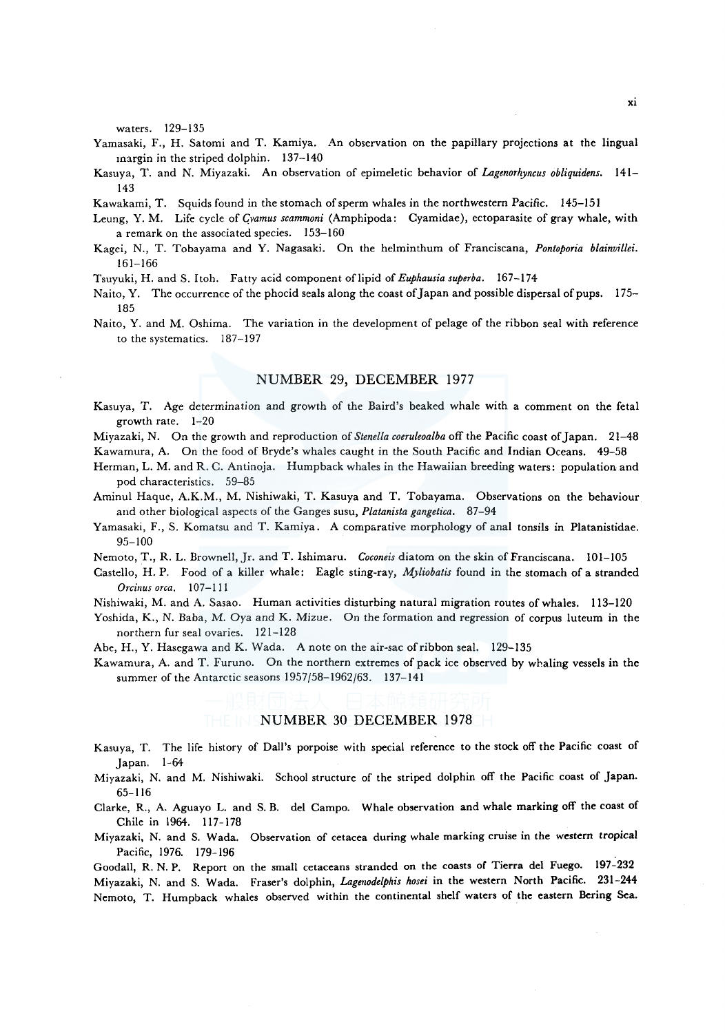waters. 129–135

Yamasaki, F., H. Satomi and T. Kamiya. An observation on the papillary projections at the lingual margin in the striped dolphin. 137–140

Kasuya, T. and N. Miyazaki. An observation of epimeletic behavior of *Lagenorhyncus obliquidens*. 141–143

Kawakami, T. Squids found in the stomach of sperm whales in the northwestern Pacific. 145–151

Leung, Y. M. Life cycle of *Cyamus scammoni* (Amphipoda: Cyamidae), ectoparasite of gray whale, with a remark on the associated species. 153–160

Kagei, N., T. Tobayama and Y. Nagasaki. On the helminthum of Franciscana, *Pontoporia blainvillei*. 161–166

Tsuyuki, H. and S. Itoh. Fatty acid component of lipid of *Euphausia superba*. 167–174

Naito, Y. The occurrence of the phocid seals along the coast of Japan and possible dispersal of pups. 175–185

Naito, Y. and M. Oshima. The variation in the development of pelage of the ribbon seal with reference to the systematics. 187–197

## NUMBER 29, DECEMBER 1977

Kasuya, T. Age determination and growth of the Baird's beaked whale with a comment on the fetal growth rate. 1–20

Miyazaki, N. On the growth and reproduction of *Stenella coeruleoalba* off the Pacific coast of Japan. 21–48

Kawamura, A. On the food of Bryde's whales caught in the South Pacific and Indian Oceans. 49–58

Herman, L. M. and R. C. Antinoja. Humpback whales in the Hawaiian breeding waters: population and pod characteristics. 59–85

Aminul Haque, A.K.M., M. Nishiwaki, T. Kasuya and T. Tobayama. Observations on the behaviour and other biological aspects of the Ganges susu, *Platanista gangetica*. 87–94

Yamasaki, F., S. Komatsu and T. Kamiya. A comparative morphology of anal tonsils in Platanistidae. 95–100

Nemoto, T., R. L. Brownell, Jr. and T. Ishimaru. *Coconeis* diatom on the skin of Franciscana. 101–105

Castello, H. P. Food of a killer whale: Eagle sting-ray, *Myliobatis* found in the stomach of a stranded *Orcinus orca*. 107–111

Nishiwaki, M. and A. Sasao. Human activities disturbing natural migration routes of whales. 113–120

Yoshida, K., N. Baba, M. Oya and K. Mizue. On the formation and regression of corpus luteum in the northern fur seal ovaries. 121–128

Abe, H., Y. Hasegawa and K. Wada. A note on the air-sac of ribbon seal. 129–135

Kawamura, A. and T. Furuno. On the northern extremes of pack ice observed by whaling vessels in the summer of the Antarctic seasons 1957/58–1962/63. 137–141

## NUMBER 30 DECEMBER 1978

Kasuya, T. The life history of Dall's porpoise with special reference to the stock off the Pacific coast of Japan. 1–64

Miyazaki, N. and M. Nishiwaki. School structure of the striped dolphin off the Pacific coast of Japan. 65–116

Clarke, R., A. Aguayo L. and S. B. del Campo. Whale observation and whale marking off the coast of Chile in 1964. 117–178

Miyazaki, N. and S. Wada. Observation of cetacea during whale marking cruise in the western tropical Pacific, 1976. 179–196

Goodall, R. N. P. Report on the small cetaceans stranded on the coasts of Tierra del Fuego. 197–232

Miyazaki, N. and S. Wada. Fraser's dolphin, *Lagenodelphis hosei* in the western North Pacific. 231–244

Nemoto, T. Humpback whales observed within the continental shelf waters of the eastern Bering Sea.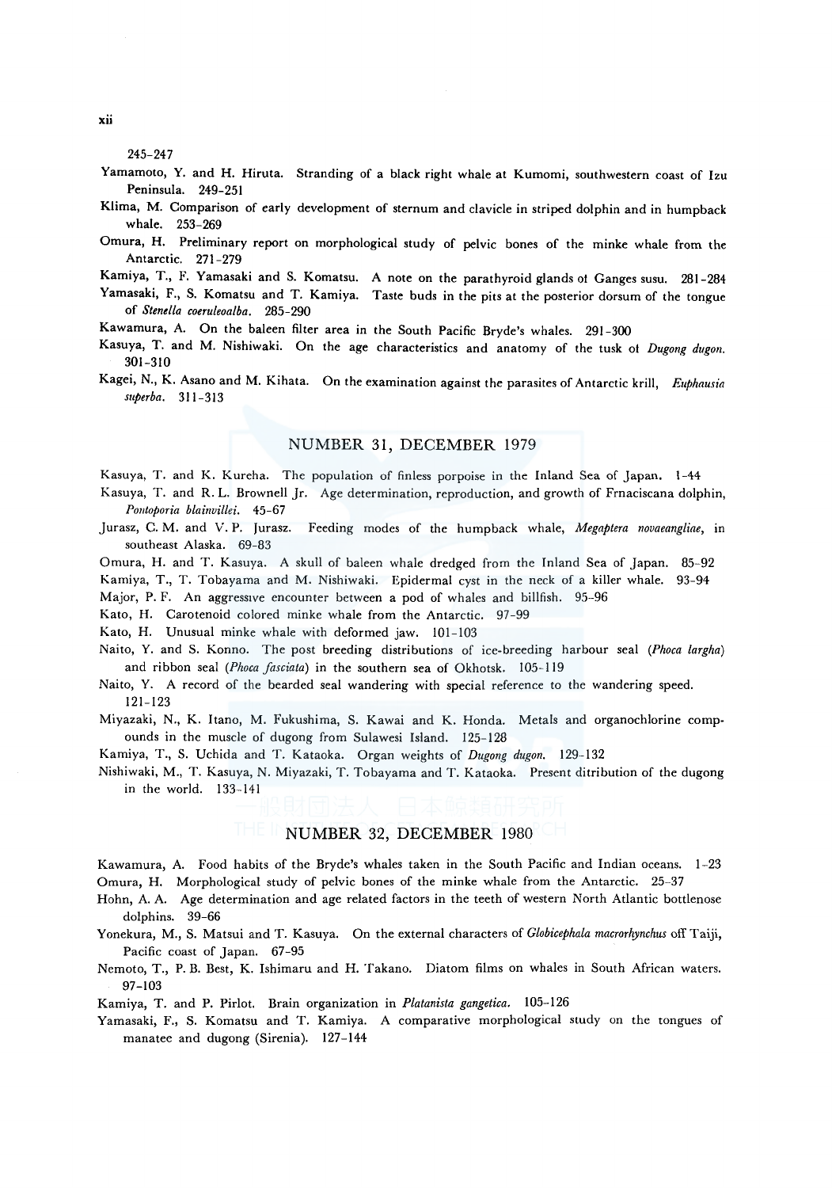245–247

Yamamoto, Y. and H. Hiruta. Stranding of a black right whale at Kumomi, southwestern coast of Izu Peninsula. 249–251

Klima, M. Comparison of early development of sternum and clavicle in striped dolphin and in humpback whale. 253–269

Omura, H. Preliminary report on morphological study of pelvic bones of the minke whale from the Antarctic. 271–279

Kamiya, T., F. Yamasaki and S. Komatsu. A note on the parathyroid glands ot Ganges susu. 281–284

Yamasaki, F., S. Komatsu and T. Kamiya. Taste buds in the pits at the posterior dorsum of the tongue of *Stenella coeruleoalba*. 285–290

Kawamura, A. On the baleen filter area in the South Pacific Bryde's whales. 291–300

Kasuya, T. and M. Nishiwaki. On the age characteristics and anatomy of the tusk of *Dugong dugon*. 301–310

Kagei, N., K. Asano and M. Kihata. On the examination against the parasites of Antarctic krill, *Euphausia superba*. 311–313

## NUMBER 31, DECEMBER 1979

Kasuya, T. and K. Kureha. The population of finless porpoise in the Inland Sea of Japan. 1–44

Kasuya, T. and R. L. Brownell Jr. Age determination, reproduction, and growth of Frnaciscana dolphin, *Pontoporia blainvillei*. 45–67

Jurasz, C. M. and V. P. Jurasz. Feeding modes of the humpback whale, *Megaptera novaeangliae*, in southeast Alaska. 69–83

Omura, H. and T. Kasuya. A skull of baleen whale dredged from the Inland Sea of Japan. 85–92

Kamiya, T., T. Tobayama and M. Nishiwaki. Epidermal cyst in the neck of a killer whale. 93–94

Major, P. F. An aggressive encounter between a pod of whales and billfish. 95–96

Kato, H. Carotenoid colored minke whale from the Antarctic. 97–99

Kato, H. Unusual minke whale with deformed jaw. 101–103

Naito, Y. and S. Konno. The post breeding distributions of ice-breeding harbour seal (*Phoca largha*) and ribbon seal (*Phoca fasciata*) in the southern sea of Okhotsk. 105–119

Naito, Y. A record of the bearded seal wandering with special reference to the wandering speed. 121–123

Miyazaki, N., K. Itano, M. Fukushima, S. Kawai and K. Honda. Metals and organochlorine compounds in the muscle of dugong from Sulawesi Island. 125–128

Kamiya, T., S. Uchida and T. Kataoka. Organ weights of *Dugong dugon*. 129–132

Nishiwaki, M., T. Kasuya, N. Miyazaki, T. Tobayama and T. Kataoka. Present ditribution of the dugong in the world. 133–141

## NUMBER 32, DECEMBER 1980

Kawamura, A. Food habits of the Bryde's whales taken in the South Pacific and Indian oceans. 1–23

Omura, H. Morphological study of pelvic bones of the minke whale from the Antarctic. 25–37

Hohn, A. A. Age determination and age related factors in the teeth of western North Atlantic bottlenose dolphins. 39–66

Yonekura, M., S. Matsui and T. Kasuya. On the external characters of *Globicephala macrorhynchus* off Taiji, Pacific coast of Japan. 67–95

Nemoto, T., P. B. Best, K. Ishimaru and H. Takano. Diatom films on whales in South African waters. 97–103

Kamiya, T. and P. Pirlot. Brain organization in *Platanista gangetica*. 105–126

Yamasaki, F., S. Komatsu and T. Kamiya. A comparative morphological study on the tongues of manatee and dugong (Sirenia). 127–144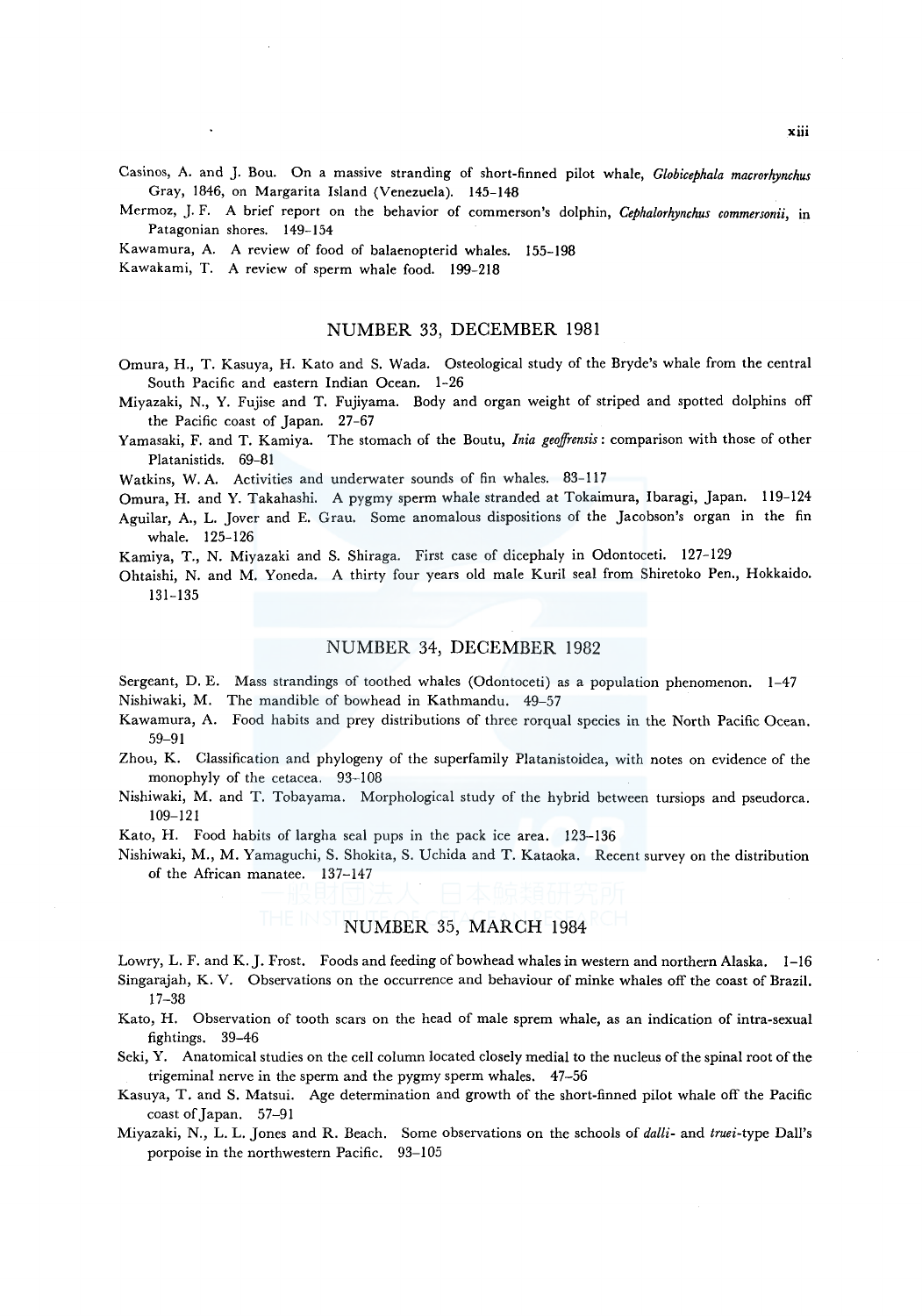Casinos, A. and J. Bou. On a massive stranding of short-finned pilot whale, *Globicephala macrorhynchus* Gray, 1846, on Margarita Island (Venezuela). 145–148

Mermoz, J. F. A brief report on the behavior of commerson's dolphin, *Cephalorhynchus commersonii*, in Patagonian shores. 149–154

Kawamura, A. A review of food of balaenopterid whales. 155–198

Kawakami, T. A review of sperm whale food. 199–218

## NUMBER 33, DECEMBER 1981

Omura, H., T. Kasuya, H. Kato and S. Wada. Osteological study of the Bryde's whale from the central South Pacific and eastern Indian Ocean. 1–26

Miyazaki, N., Y. Fujise and T. Fujiyama. Body and organ weight of striped and spotted dolphins off the Pacific coast of Japan. 27–67

Yamasaki, F. and T. Kamiya. The stomach of the Boutu, *Inia geoffrensis*: comparison with those of other Platanistids. 69–81

Watkins, W. A. Activities and underwater sounds of fin whales. 83–117

Omura, H. and Y. Takahashi. A pygmy sperm whale stranded at Tokaimura, Ibaragi, Japan. 119–124

Aguilar, A., L. Jover and E. Grau. Some anomalous dispositions of the Jacobson's organ in the fin whale. 125–126

Kamiya, T., N. Miyazaki and S. Shiraga. First case of dicephaly in Odontoceti. 127–129

Ohtaishi, N. and M. Yoneda. A thirty four years old male Kuril seal from Shiretoko Pen., Hokkaido. 131–135

## NUMBER 34, DECEMBER 1982

Sergeant, D. E. Mass strandings of toothed whales (Odontoceti) as a population phenomenon. 1–47

Nishiwaki, M. The mandible of bowhead in Kathmandu. 49–57

Kawamura, A. Food habits and prey distributions of three rorqual species in the North Pacific Ocean. 59–91

Zhou, K. Classification and phylogeny of the superfamily Platanistoidea, with notes on evidence of the monophyly of the cetacea. 93–108

Nishiwaki, M. and T. Tobayama. Morphological study of the hybrid between tursiops and pseudorca. 109–121

Kato, H. Food habits of largha seal pups in the pack ice area. 123–136

Nishiwaki, M., M. Yamaguchi, S. Shokita, S. Uchida and T. Kataoka. Recent survey on the distribution of the African manatee. 137–147

## NUMBER 35, MARCH 1984

Lowry, L. F. and K. J. Frost. Foods and feeding of bowhead whales in western and northern Alaska. 1–16

Singarajah, K. V. Observations on the occurrence and behaviour of minke whales off the coast of Brazil. 17–38

Kato, H. Observation of tooth scars on the head of male sprem whale, as an indication of intra-sexual fightings. 39–46

Seki, Y. Anatomical studies on the cell column located closely medial to the nucleus of the spinal root of the trigeminal nerve in the sperm and the pygmy sperm whales. 47–56

Kasuya, T. and S. Matsui. Age determination and growth of the short-finned pilot whale off the Pacific coast of Japan. 57–91

Miyazaki, N., L. L. Jones and R. Beach. Some observations on the schools of *dalli*- and *truei*-type Dall's porpoise in the northwestern Pacific. 93–105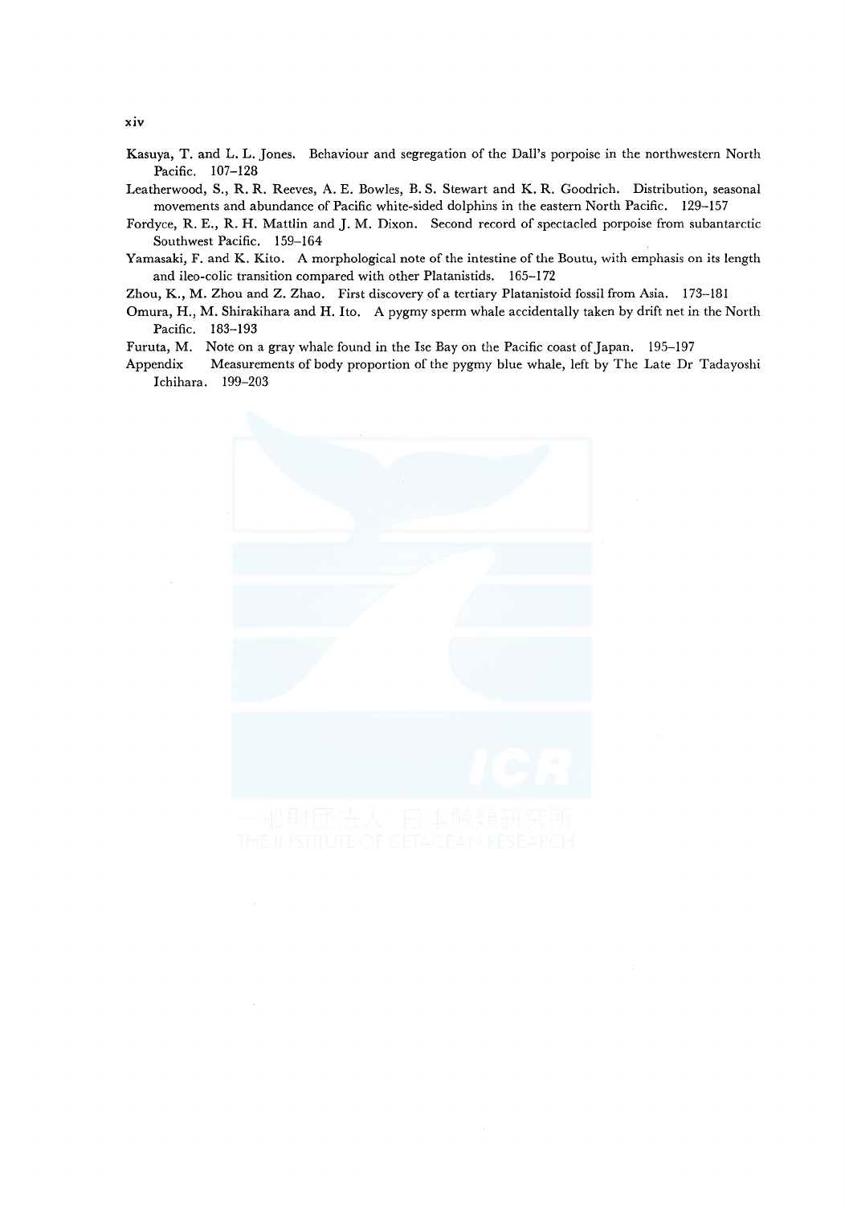Kasuya, T. and L. L. Jones. Behaviour and segregation of the Dall's porpoise in the northwestern North Pacific. 107–128

Leatherwood, S., R. R. Reeves, A. E. Bowles, B. S. Stewart and K. R. Goodrich. Distribution, seasonal movements and abundance of Pacific white-sided dolphins in the eastern North Pacific. 129–157

Fordyce, R. E., R. H. Mattlin and J. M. Dixon. Second record of spectacled porpoise from subantarctic Southwest Pacific. 159–164

Yamasaki, F. and K. Kito. A morphological note of the intestine of the Boutu, with emphasis on its length and ileo-colic transition compared with other Platanistids. 165–172

Zhou, K., M. Zhou and Z. Zhao. First discovery of a tertiary Platanistoid fossil from Asia. 173–181

Omura, H., M. Shirakihara and H. Ito. A pygmy sperm whale accidentally taken by drift net in the North Pacific. 183–193

Furuta, M. Note on a gray whale found in the Ise Bay on the Pacific coast of Japan. 195–197

Appendix Measurements of body proportion of the pygmy blue whale, left by The Late Dr Tadayoshi Ichihara. 199–203